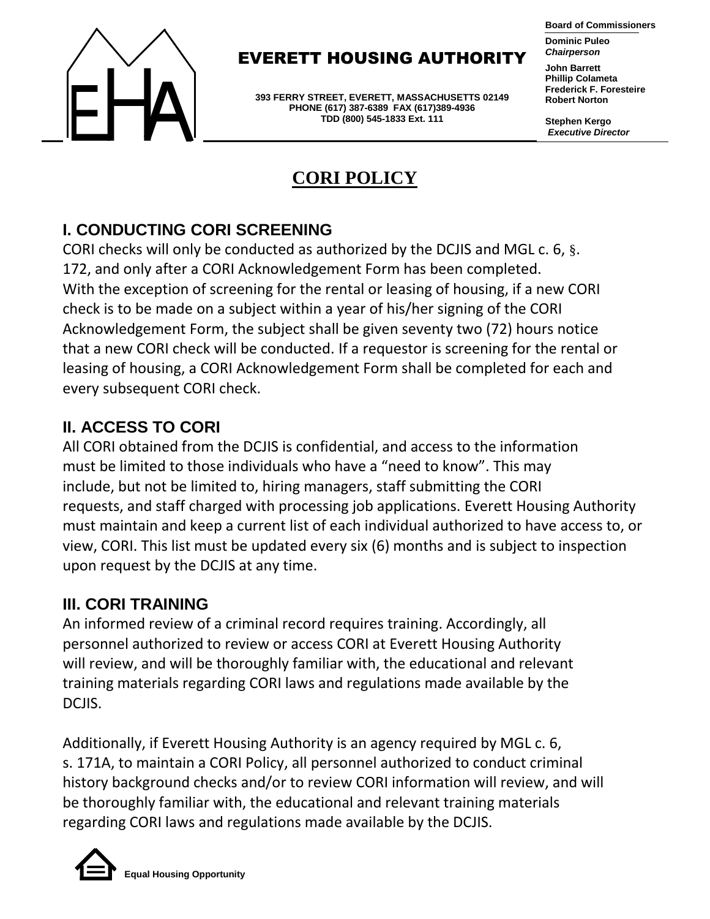# EVERETT HOUSING AUTHORITY

393 FERRY STREET, EVERETT, MASSACHUSETTS 02149
PHONE (617) 387-6389 FAX (617)389-4936
TDD (800) 545-1833 Ext. 111

**Board of Commissioners**

**Dominic Puleo**
***Chairperson***

**John Barrett**
**Phillip Colameta**
**Frederick F. Foresteire**
**Robert Norton**

**Stephen Kergo**
***Executive Director***

# CORI POLICY

## I. CONDUCTING CORI SCREENING

CORI checks will only be conducted as authorized by the DCJIS and MGL c. 6, §. 172, and only after a CORI Acknowledgement Form has been completed. With the exception of screening for the rental or leasing of housing, if a new CORI check is to be made on a subject within a year of his/her signing of the CORI Acknowledgement Form, the subject shall be given seventy two (72) hours notice that a new CORI check will be conducted. If a requestor is screening for the rental or leasing of housing, a CORI Acknowledgement Form shall be completed for each and every subsequent CORI check.

## II. ACCESS TO CORI

All CORI obtained from the DCJIS is confidential, and access to the information must be limited to those individuals who have a "need to know". This may include, but not be limited to, hiring managers, staff submitting the CORI requests, and staff charged with processing job applications. Everett Housing Authority must maintain and keep a current list of each individual authorized to have access to, or view, CORI. This list must be updated every six (6) months and is subject to inspection upon request by the DCJIS at any time.

## III. CORI TRAINING

An informed review of a criminal record requires training. Accordingly, all personnel authorized to review or access CORI at Everett Housing Authority will review, and will be thoroughly familiar with, the educational and relevant training materials regarding CORI laws and regulations made available by the DCJIS.

Additionally, if Everett Housing Authority is an agency required by MGL c. 6, s. 171A, to maintain a CORI Policy, all personnel authorized to conduct criminal history background checks and/or to review CORI information will review, and will be thoroughly familiar with, the educational and relevant training materials regarding CORI laws and regulations made available by the DCJIS.

Equal Housing Opportunity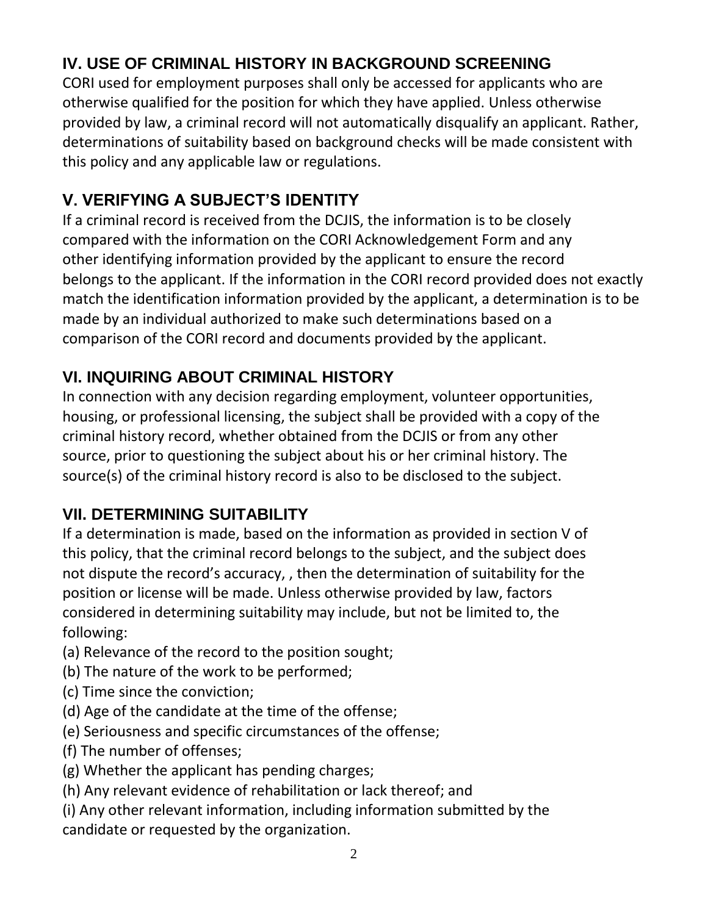## IV. USE OF CRIMINAL HISTORY IN BACKGROUND SCREENING

CORI used for employment purposes shall only be accessed for applicants who are otherwise qualified for the position for which they have applied. Unless otherwise provided by law, a criminal record will not automatically disqualify an applicant. Rather, determinations of suitability based on background checks will be made consistent with this policy and any applicable law or regulations.

## V. VERIFYING A SUBJECT'S IDENTITY

If a criminal record is received from the DCJIS, the information is to be closely compared with the information on the CORI Acknowledgement Form and any other identifying information provided by the applicant to ensure the record belongs to the applicant. If the information in the CORI record provided does not exactly match the identification information provided by the applicant, a determination is to be made by an individual authorized to make such determinations based on a comparison of the CORI record and documents provided by the applicant.

## VI. INQUIRING ABOUT CRIMINAL HISTORY

In connection with any decision regarding employment, volunteer opportunities, housing, or professional licensing, the subject shall be provided with a copy of the criminal history record, whether obtained from the DCJIS or from any other source, prior to questioning the subject about his or her criminal history. The source(s) of the criminal history record is also to be disclosed to the subject.

## VII. DETERMINING SUITABILITY

If a determination is made, based on the information as provided in section V of this policy, that the criminal record belongs to the subject, and the subject does not dispute the record's accuracy, , then the determination of suitability for the position or license will be made. Unless otherwise provided by law, factors considered in determining suitability may include, but not be limited to, the following:

(a) Relevance of the record to the position sought;
(b) The nature of the work to be performed;
(c) Time since the conviction;
(d) Age of the candidate at the time of the offense;
(e) Seriousness and specific circumstances of the offense;
(f) The number of offenses;
(g) Whether the applicant has pending charges;
(h) Any relevant evidence of rehabilitation or lack thereof; and
(i) Any other relevant information, including information submitted by the candidate or requested by the organization.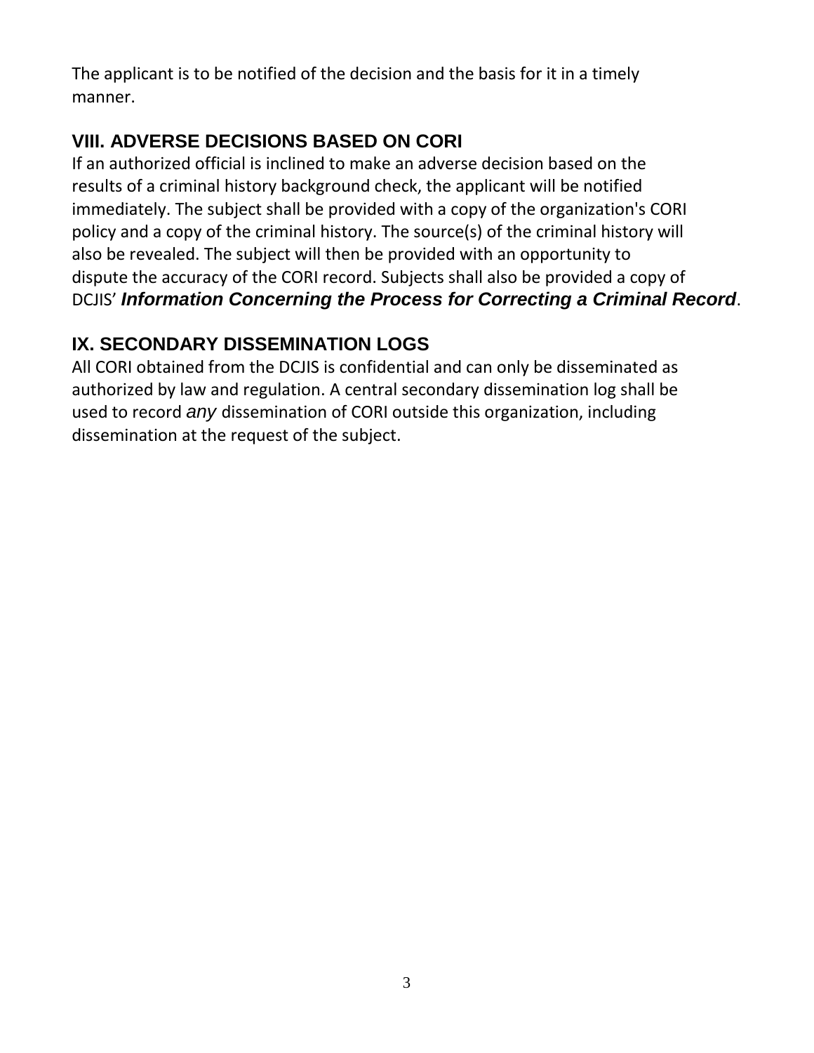The applicant is to be notified of the decision and the basis for it in a timely manner.

## VIII. ADVERSE DECISIONS BASED ON CORI

If an authorized official is inclined to make an adverse decision based on the results of a criminal history background check, the applicant will be notified immediately. The subject shall be provided with a copy of the organization's CORI policy and a copy of the criminal history. The source(s) of the criminal history will also be revealed. The subject will then be provided with an opportunity to dispute the accuracy of the CORI record. Subjects shall also be provided a copy of DCJIS' ***Information Concerning the Process for Correcting a Criminal Record***.

## IX. SECONDARY DISSEMINATION LOGS

All CORI obtained from the DCJIS is confidential and can only be disseminated as authorized by law and regulation. A central secondary dissemination log shall be used to record *any* dissemination of CORI outside this organization, including dissemination at the request of the subject.